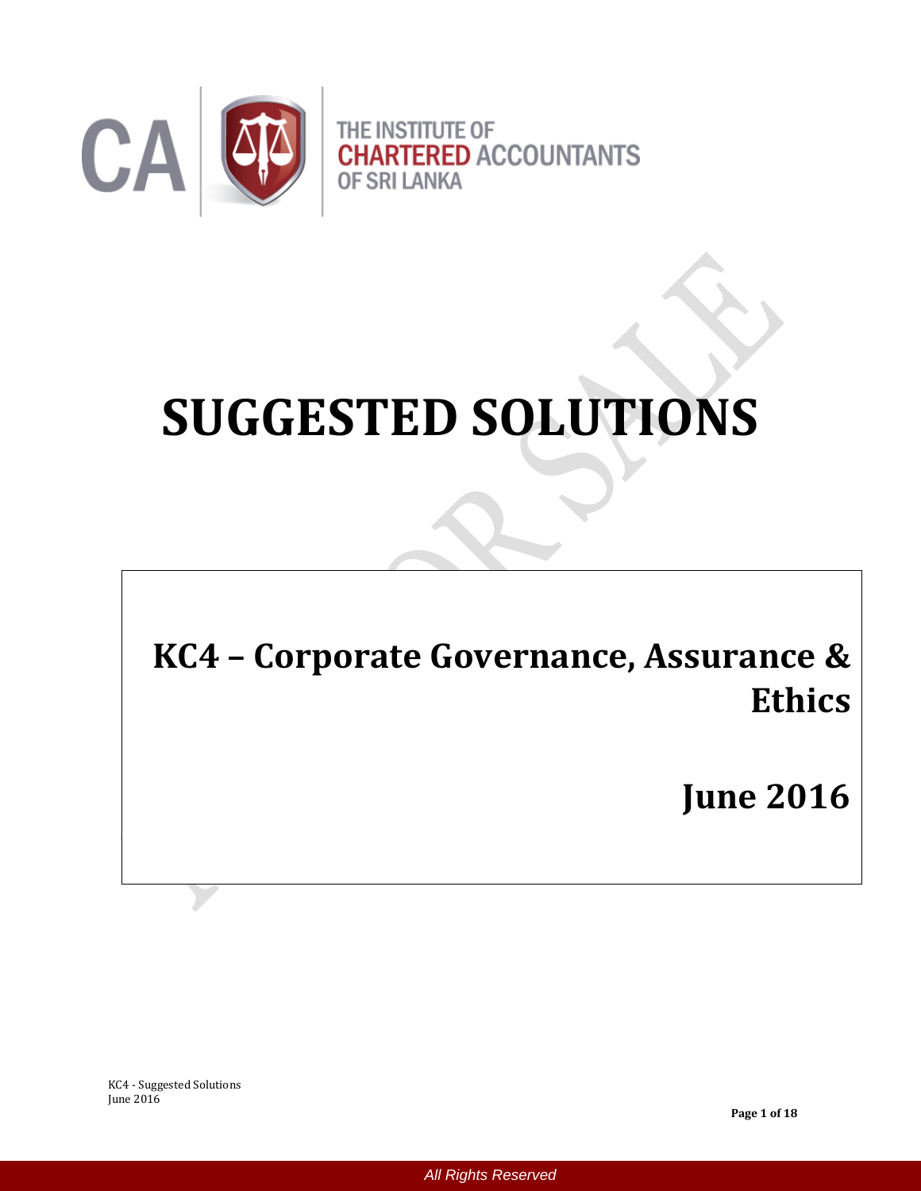THE INSTITUTE OF CHARTERED ACCOUNTANTS OF SRI LANKA

# SUGGESTED SOLUTIONS

## KC4 – Corporate Governance, Assurance & Ethics

## June 2016

All Rights Reserved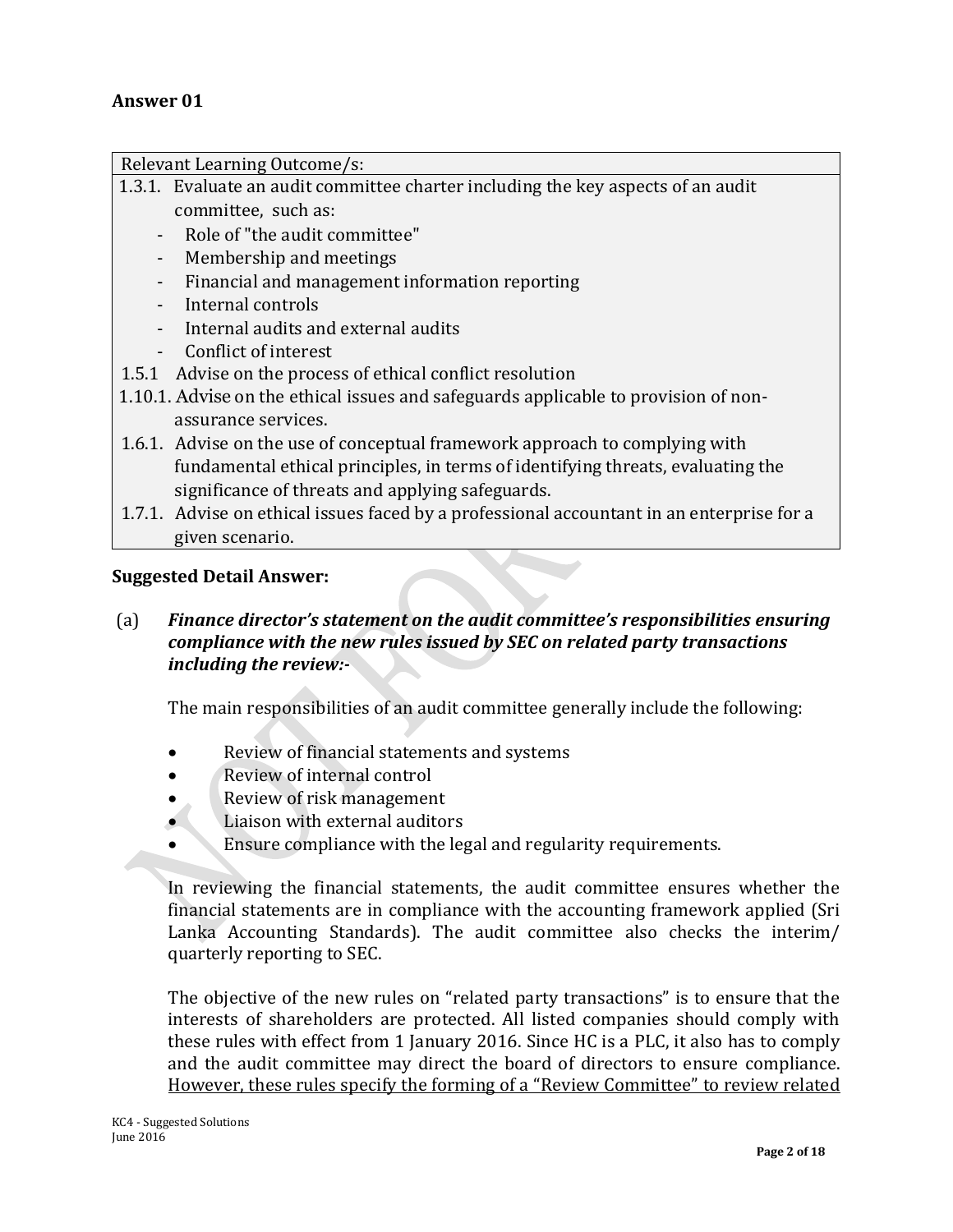## Answer 01

| Relevant Learning Outcome/s: |
|---|
| 1.3.1. Evaluate an audit committee charter including the key aspects of an audit committee, such as:<br>- Role of "the audit committee"<br>- Membership and meetings<br>- Financial and management information reporting<br>- Internal controls<br>- Internal audits and external audits<br>- Conflict of interest<br>1.5.1 Advise on the process of ethical conflict resolution<br>1.10.1. Advise on the ethical issues and safeguards applicable to provision of non-assurance services.<br>1.6.1. Advise on the use of conceptual framework approach to complying with fundamental ethical principles, in terms of identifying threats, evaluating the significance of threats and applying safeguards.<br>1.7.1. Advise on ethical issues faced by a professional accountant in an enterprise for a given scenario. |

**Suggested Detail Answer:**

(a) ***Finance director's statement on the audit committee's responsibilities ensuring compliance with the new rules issued by SEC on related party transactions including the review:-***

The main responsibilities of an audit committee generally include the following:

- Review of financial statements and systems
- Review of internal control
- Review of risk management
- Liaison with external auditors
- Ensure compliance with the legal and regularity requirements.

In reviewing the financial statements, the audit committee ensures whether the financial statements are in compliance with the accounting framework applied (Sri Lanka Accounting Standards). The audit committee also checks the interim/ quarterly reporting to SEC.

The objective of the new rules on "related party transactions" is to ensure that the interests of shareholders are protected. All listed companies should comply with these rules with effect from 1 January 2016. Since HC is a PLC, it also has to comply and the audit committee may direct the board of directors to ensure compliance. <u>However, these rules specify the forming of a "Review Committee" to review related</u>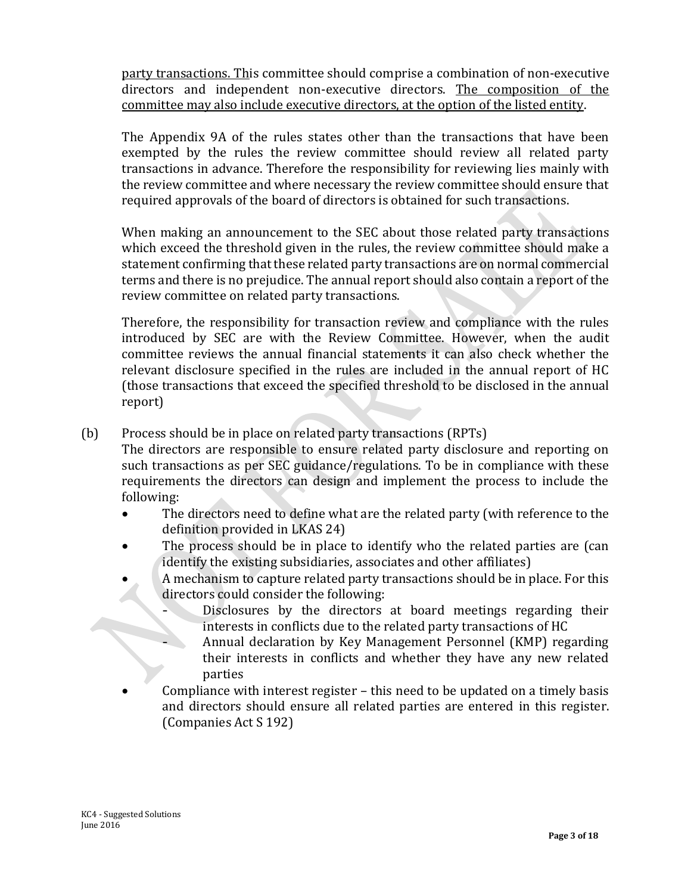party transactions. This committee should comprise a combination of non-executive directors and independent non-executive directors. The composition of the committee may also include executive directors, at the option of the listed entity.

The Appendix 9A of the rules states other than the transactions that have been exempted by the rules the review committee should review all related party transactions in advance. Therefore the responsibility for reviewing lies mainly with the review committee and where necessary the review committee should ensure that required approvals of the board of directors is obtained for such transactions.

When making an announcement to the SEC about those related party transactions which exceed the threshold given in the rules, the review committee should make a statement confirming that these related party transactions are on normal commercial terms and there is no prejudice. The annual report should also contain a report of the review committee on related party transactions.

Therefore, the responsibility for transaction review and compliance with the rules introduced by SEC are with the Review Committee. However, when the audit committee reviews the annual financial statements it can also check whether the relevant disclosure specified in the rules are included in the annual report of HC (those transactions that exceed the specified threshold to be disclosed in the annual report)

(b) Process should be in place on related party transactions (RPTs)

The directors are responsible to ensure related party disclosure and reporting on such transactions as per SEC guidance/regulations. To be in compliance with these requirements the directors can design and implement the process to include the following:

- The directors need to define what are the related party (with reference to the definition provided in LKAS 24)
- The process should be in place to identify who the related parties are (can identify the existing subsidiaries, associates and other affiliates)
- A mechanism to capture related party transactions should be in place. For this directors could consider the following:
  - Disclosures by the directors at board meetings regarding their interests in conflicts due to the related party transactions of HC
  - Annual declaration by Key Management Personnel (KMP) regarding their interests in conflicts and whether they have any new related parties
- Compliance with interest register – this need to be updated on a timely basis and directors should ensure all related parties are entered in this register. (Companies Act S 192)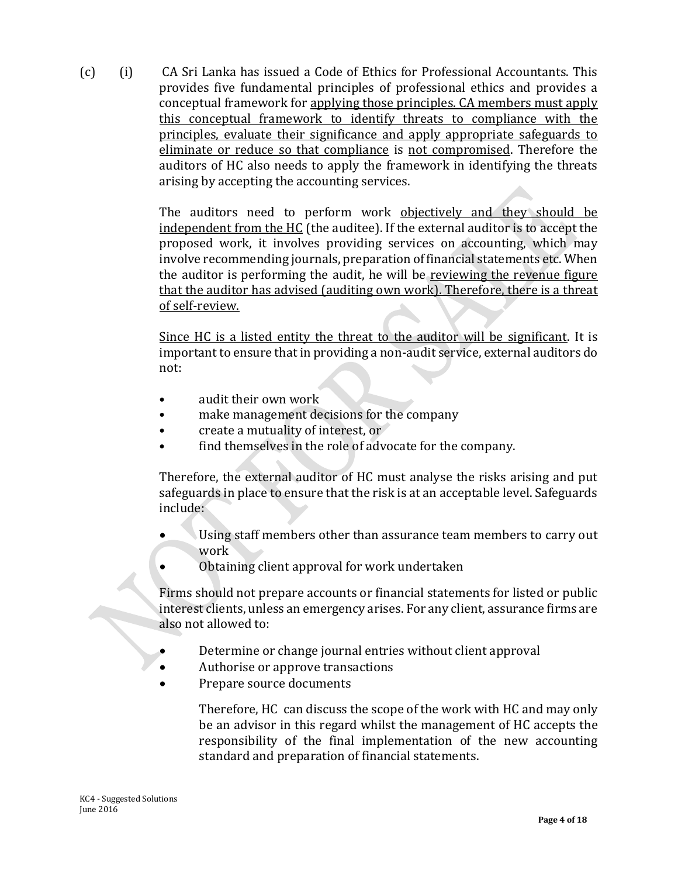(c) (i) CA Sri Lanka has issued a Code of Ethics for Professional Accountants. This provides five fundamental principles of professional ethics and provides a conceptual framework for <u>applying those principles. CA members must apply this conceptual framework to identify threats to compliance with the principles, evaluate their significance and apply appropriate safeguards to eliminate or reduce so that compliance</u> is <u>not compromised</u>. Therefore the auditors of HC also needs to apply the framework in identifying the threats arising by accepting the accounting services.

The auditors need to perform work <u>objectively and they should be independent from the HC</u> (the auditee). If the external auditor is to accept the proposed work, it involves providing services on accounting, which may involve recommending journals, preparation of financial statements etc. When the auditor is performing the audit, he will be <u>reviewing the revenue figure that the auditor has advised (auditing own work). Therefore, there is a threat of self-review.</u>

<u>Since HC is a listed entity the threat to the auditor will be significant</u>. It is important to ensure that in providing a non-audit service, external auditors do not:

- audit their own work
- make management decisions for the company
- create a mutuality of interest, or
- find themselves in the role of advocate for the company.

Therefore, the external auditor of HC must analyse the risks arising and put safeguards in place to ensure that the risk is at an acceptable level. Safeguards include:

- Using staff members other than assurance team members to carry out work
- Obtaining client approval for work undertaken

Firms should not prepare accounts or financial statements for listed or public interest clients, unless an emergency arises. For any client, assurance firms are also not allowed to:

- Determine or change journal entries without client approval
- Authorise or approve transactions
- Prepare source documents

Therefore, HC can discuss the scope of the work with HC and may only be an advisor in this regard whilst the management of HC accepts the responsibility of the final implementation of the new accounting standard and preparation of financial statements.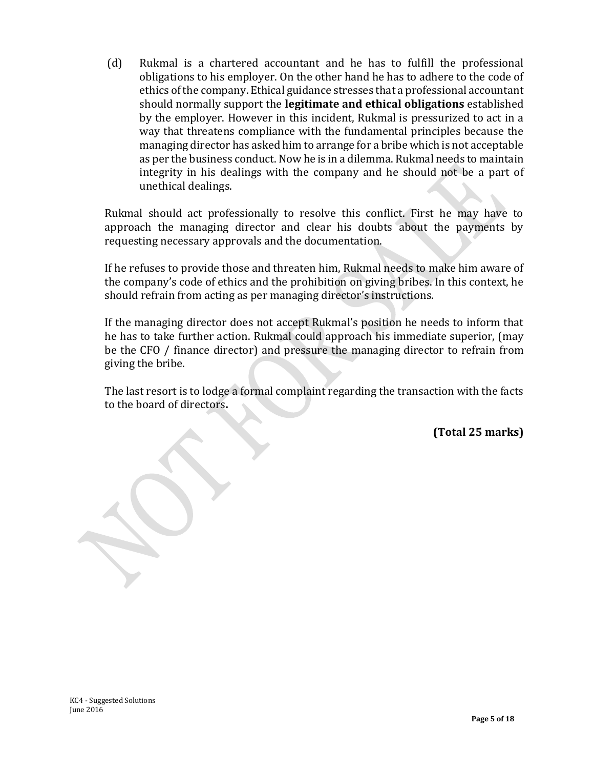(d) Rukmal is a chartered accountant and he has to fulfill the professional obligations to his employer. On the other hand he has to adhere to the code of ethics of the company. Ethical guidance stresses that a professional accountant should normally support the **legitimate and ethical obligations** established by the employer. However in this incident, Rukmal is pressurized to act in a way that threatens compliance with the fundamental principles because the managing director has asked him to arrange for a bribe which is not acceptable as per the business conduct. Now he is in a dilemma. Rukmal needs to maintain integrity in his dealings with the company and he should not be a part of unethical dealings.

Rukmal should act professionally to resolve this conflict. First he may have to approach the managing director and clear his doubts about the payments by requesting necessary approvals and the documentation.

If he refuses to provide those and threaten him, Rukmal needs to make him aware of the company's code of ethics and the prohibition on giving bribes. In this context, he should refrain from acting as per managing director's instructions.

If the managing director does not accept Rukmal's position he needs to inform that he has to take further action. Rukmal could approach his immediate superior, (may be the CFO / finance director) and pressure the managing director to refrain from giving the bribe.

The last resort is to lodge a formal complaint regarding the transaction with the facts to the board of directors**.**

**(Total 25 marks)**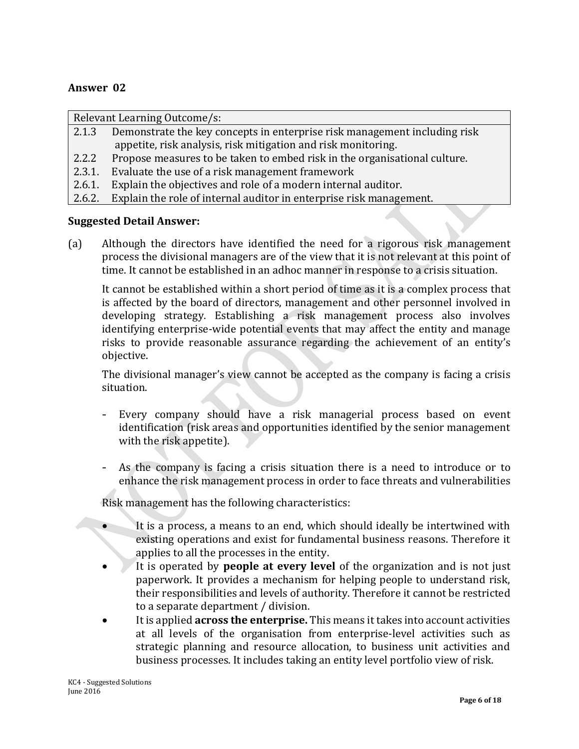**Answer 02**

| Relevant Learning Outcome/s: | |
|---|---|
| 2.1.3 | Demonstrate the key concepts in enterprise risk management including risk appetite, risk analysis, risk mitigation and risk monitoring. |
| 2.2.2 | Propose measures to be taken to embed risk in the organisational culture. |
| 2.3.1. | Evaluate the use of a risk management framework |
| 2.6.1. | Explain the objectives and role of a modern internal auditor. |
| 2.6.2. | Explain the role of internal auditor in enterprise risk management. |

**Suggested Detail Answer:**

(a) Although the directors have identified the need for a rigorous risk management process the divisional managers are of the view that it is not relevant at this point of time. It cannot be established in an adhoc manner in response to a crisis situation.

It cannot be established within a short period of time as it is a complex process that is affected by the board of directors, management and other personnel involved in developing strategy. Establishing a risk management process also involves identifying enterprise-wide potential events that may affect the entity and manage risks to provide reasonable assurance regarding the achievement of an entity's objective.

The divisional manager's view cannot be accepted as the company is facing a crisis situation.

- Every company should have a risk managerial process based on event identification (risk areas and opportunities identified by the senior management with the risk appetite).
- As the company is facing a crisis situation there is a need to introduce or to enhance the risk management process in order to face threats and vulnerabilities

Risk management has the following characteristics:

- It is a process, a means to an end, which should ideally be intertwined with existing operations and exist for fundamental business reasons. Therefore it applies to all the processes in the entity.
- It is operated by **people at every level** of the organization and is not just paperwork. It provides a mechanism for helping people to understand risk, their responsibilities and levels of authority. Therefore it cannot be restricted to a separate department / division.
- It is applied **across the enterprise.** This means it takes into account activities at all levels of the organisation from enterprise-level activities such as strategic planning and resource allocation, to business unit activities and business processes. It includes taking an entity level portfolio view of risk.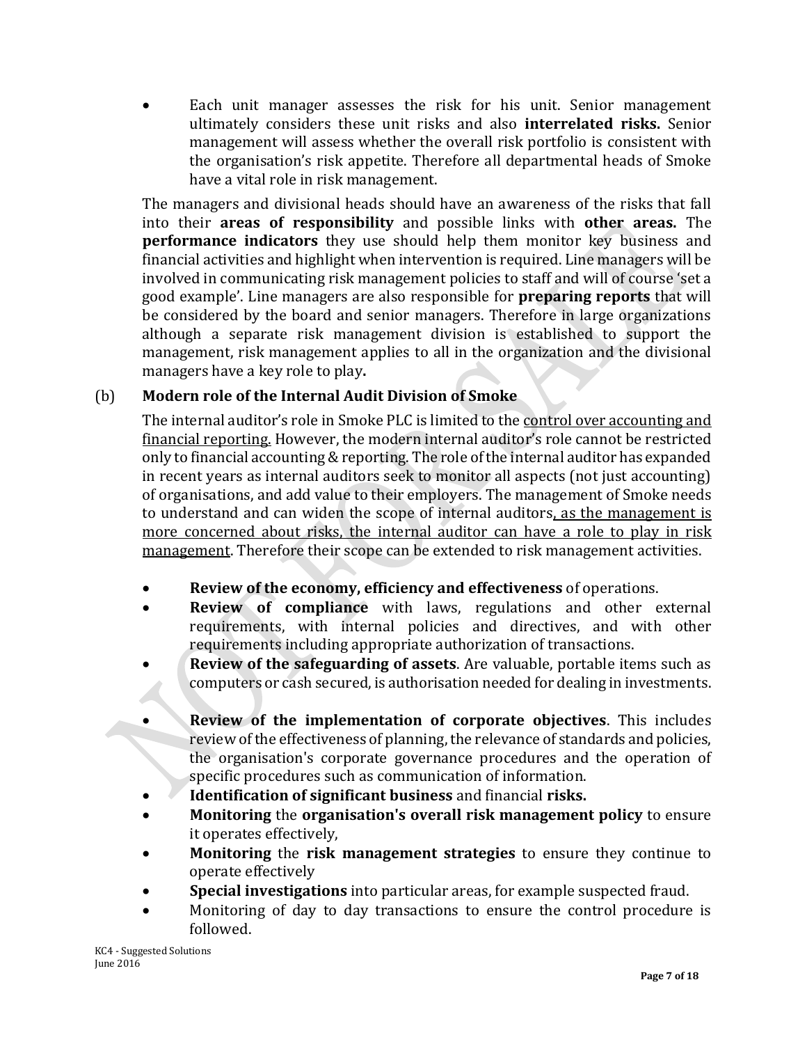- Each unit manager assesses the risk for his unit. Senior management ultimately considers these unit risks and also **interrelated risks.** Senior management will assess whether the overall risk portfolio is consistent with the organisation's risk appetite. Therefore all departmental heads of Smoke have a vital role in risk management.

The managers and divisional heads should have an awareness of the risks that fall into their **areas of responsibility** and possible links with **other areas.** The **performance indicators** they use should help them monitor key business and financial activities and highlight when intervention is required. Line managers will be involved in communicating risk management policies to staff and will of course 'set a good example'. Line managers are also responsible for **preparing reports** that will be considered by the board and senior managers. Therefore in large organizations although a separate risk management division is established to support the management, risk management applies to all in the organization and the divisional managers have a key role to play**.**

(b) **Modern role of the Internal Audit Division of Smoke**

The internal auditor's role in Smoke PLC is limited to the <u>control over accounting and financial reporting</u>. However, the modern internal auditor's role cannot be restricted only to financial accounting & reporting. The role of the internal auditor has expanded in recent years as internal auditors seek to monitor all aspects (not just accounting) of organisations, and add value to their employers. The management of Smoke needs to understand and can widen the scope of internal auditors<u>, as the management is more concerned about risks, the internal auditor can have a role to play in risk management</u>. Therefore their scope can be extended to risk management activities.

- **Review of the economy, efficiency and effectiveness** of operations.
- **Review of compliance** with laws, regulations and other external requirements, with internal policies and directives, and with other requirements including appropriate authorization of transactions.
- **Review of the safeguarding of assets**. Are valuable, portable items such as computers or cash secured, is authorisation needed for dealing in investments.
- **Review of the implementation of corporate objectives**. This includes review of the effectiveness of planning, the relevance of standards and policies, the organisation's corporate governance procedures and the operation of specific procedures such as communication of information.
- **Identification of significant business** and financial **risks.**
- **Monitoring** the **organisation's overall risk management policy** to ensure it operates effectively,
- **Monitoring** the **risk management strategies** to ensure they continue to operate effectively
- **Special investigations** into particular areas, for example suspected fraud.
- Monitoring of day to day transactions to ensure the control procedure is followed.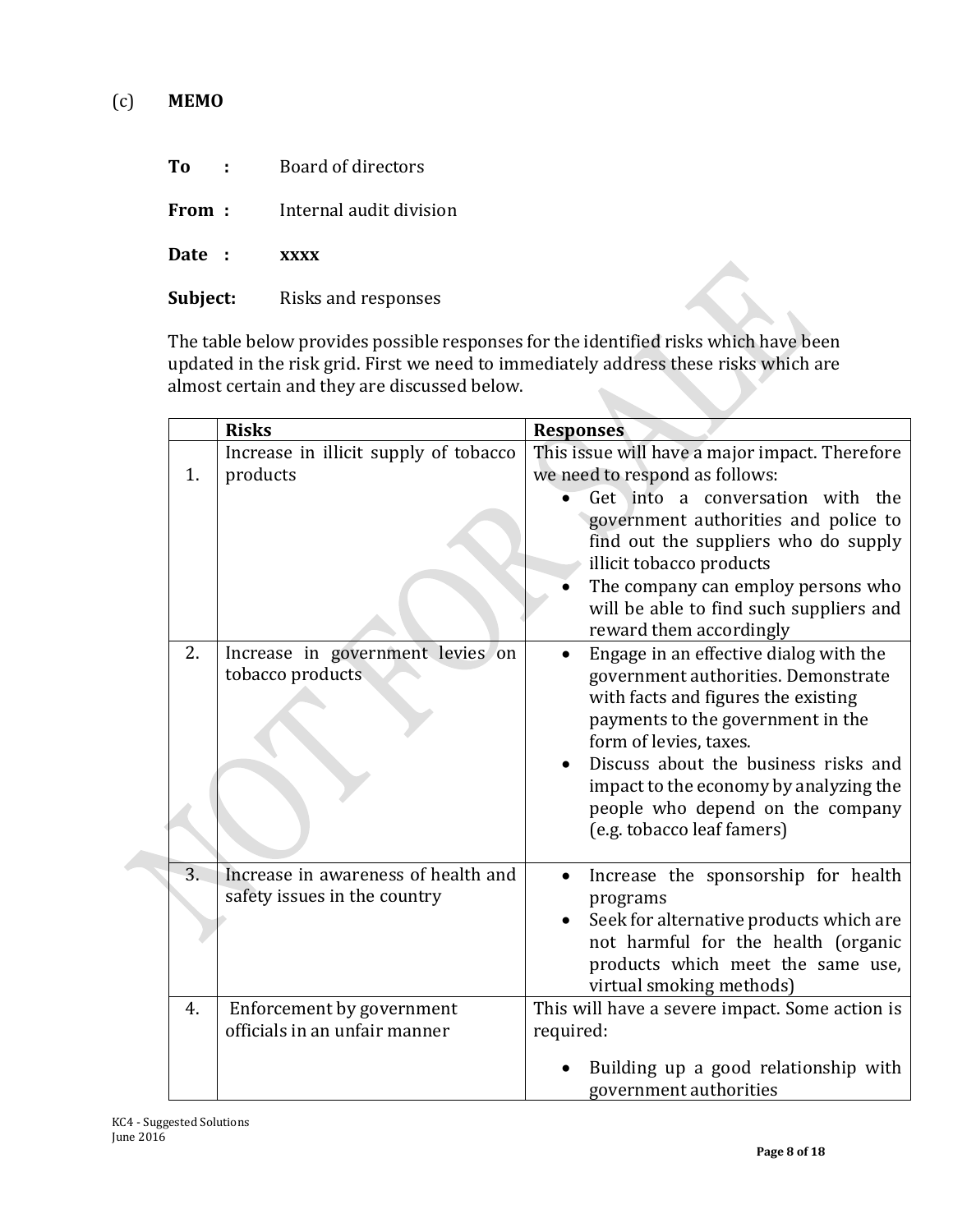(c) **MEMO**

**To :** Board of directors

**From :** Internal audit division

**Date :** **xxxx**

**Subject:** Risks and responses

The table below provides possible responses for the identified risks which have been updated in the risk grid. First we need to immediately address these risks which are almost certain and they are discussed below.

| | **Risks** | **Responses** |
|---|---|---|
| 1. | Increase in illicit supply of tobacco products | This issue will have a major impact. Therefore we need to respond as follows:<br>• Get into a conversation with the government authorities and police to find out the suppliers who do supply illicit tobacco products<br>• The company can employ persons who will be able to find such suppliers and reward them accordingly |
| 2. | Increase in government levies on tobacco products | • Engage in an effective dialog with the government authorities. Demonstrate with facts and figures the existing payments to the government in the form of levies, taxes.<br>• Discuss about the business risks and impact to the economy by analyzing the people who depend on the company (e.g. tobacco leaf famers) |
| 3. | Increase in awareness of health and safety issues in the country | • Increase the sponsorship for health programs<br>• Seek for alternative products which are not harmful for the health (organic products which meet the same use, virtual smoking methods) |
| 4. | Enforcement by government officials in an unfair manner | This will have a severe impact. Some action is required:<br>• Building up a good relationship with government authorities |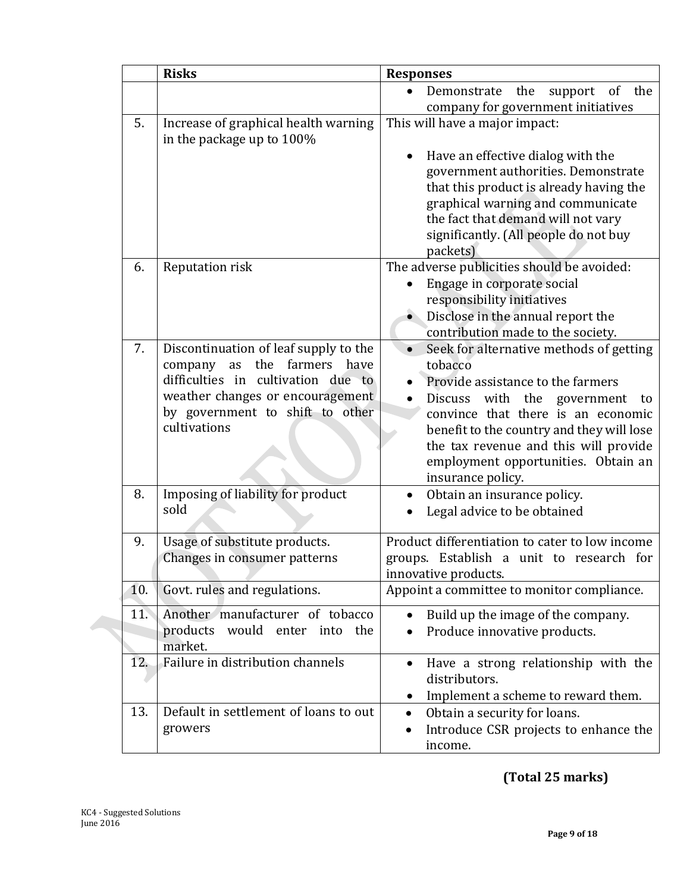| | Risks | Responses |
|---|---|---|
| | | • Demonstrate the support of the company for government initiatives |
| 5. | Increase of graphical health warning in the package up to 100% | This will have a major impact:<br><br>• Have an effective dialog with the government authorities. Demonstrate that this product is already having the graphical warning and communicate the fact that demand will not vary significantly. (All people do not buy packets) |
| 6. | Reputation risk | The adverse publicities should be avoided:<br>• Engage in corporate social responsibility initiatives<br>• Disclose in the annual report the contribution made to the society. |
| 7. | Discontinuation of leaf supply to the company as the farmers have difficulties in cultivation due to weather changes or encouragement by government to shift to other cultivations | • Seek for alternative methods of getting tobacco<br>• Provide assistance to the farmers<br>• Discuss with the government to convince that there is an economic benefit to the country and they will lose the tax revenue and this will provide employment opportunities. Obtain an insurance policy. |
| 8. | Imposing of liability for product sold | • Obtain an insurance policy.<br>• Legal advice to be obtained |
| 9. | Usage of substitute products. Changes in consumer patterns | Product differentiation to cater to low income groups. Establish a unit to research for innovative products. |
| 10. | Govt. rules and regulations. | Appoint a committee to monitor compliance. |
| 11. | Another manufacturer of tobacco products would enter into the market. | • Build up the image of the company.<br>• Produce innovative products. |
| 12. | Failure in distribution channels | • Have a strong relationship with the distributors.<br>• Implement a scheme to reward them. |
| 13. | Default in settlement of loans to out growers | • Obtain a security for loans.<br>• Introduce CSR projects to enhance the income. |

**(Total 25 marks)**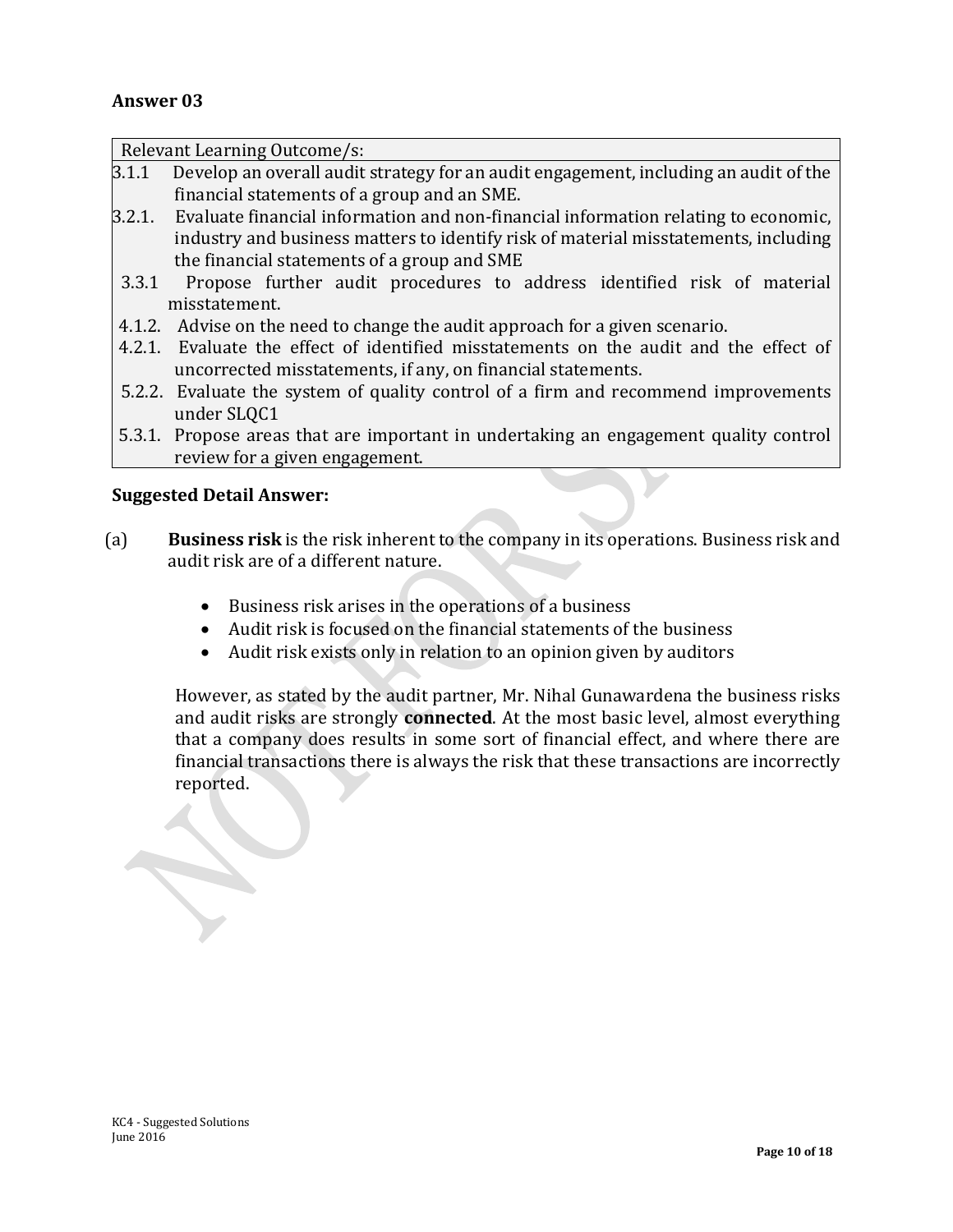## Answer 03

| Relevant Learning Outcome/s: |
|---|
| 3.1.1 Develop an overall audit strategy for an audit engagement, including an audit of the financial statements of a group and an SME. |
| 3.2.1. Evaluate financial information and non-financial information relating to economic, industry and business matters to identify risk of material misstatements, including the financial statements of a group and SME |
| 3.3.1 Propose further audit procedures to address identified risk of material misstatement. |
| 4.1.2. Advise on the need to change the audit approach for a given scenario. |
| 4.2.1. Evaluate the effect of identified misstatements on the audit and the effect of uncorrected misstatements, if any, on financial statements. |
| 5.2.2. Evaluate the system of quality control of a firm and recommend improvements under SLQC1 |
| 5.3.1. Propose areas that are important in undertaking an engagement quality control review for a given engagement. |

**Suggested Detail Answer:**

(a) **Business risk** is the risk inherent to the company in its operations. Business risk and audit risk are of a different nature.

- Business risk arises in the operations of a business
- Audit risk is focused on the financial statements of the business
- Audit risk exists only in relation to an opinion given by auditors

However, as stated by the audit partner, Mr. Nihal Gunawardena the business risks and audit risks are strongly **connected**. At the most basic level, almost everything that a company does results in some sort of financial effect, and where there are financial transactions there is always the risk that these transactions are incorrectly reported.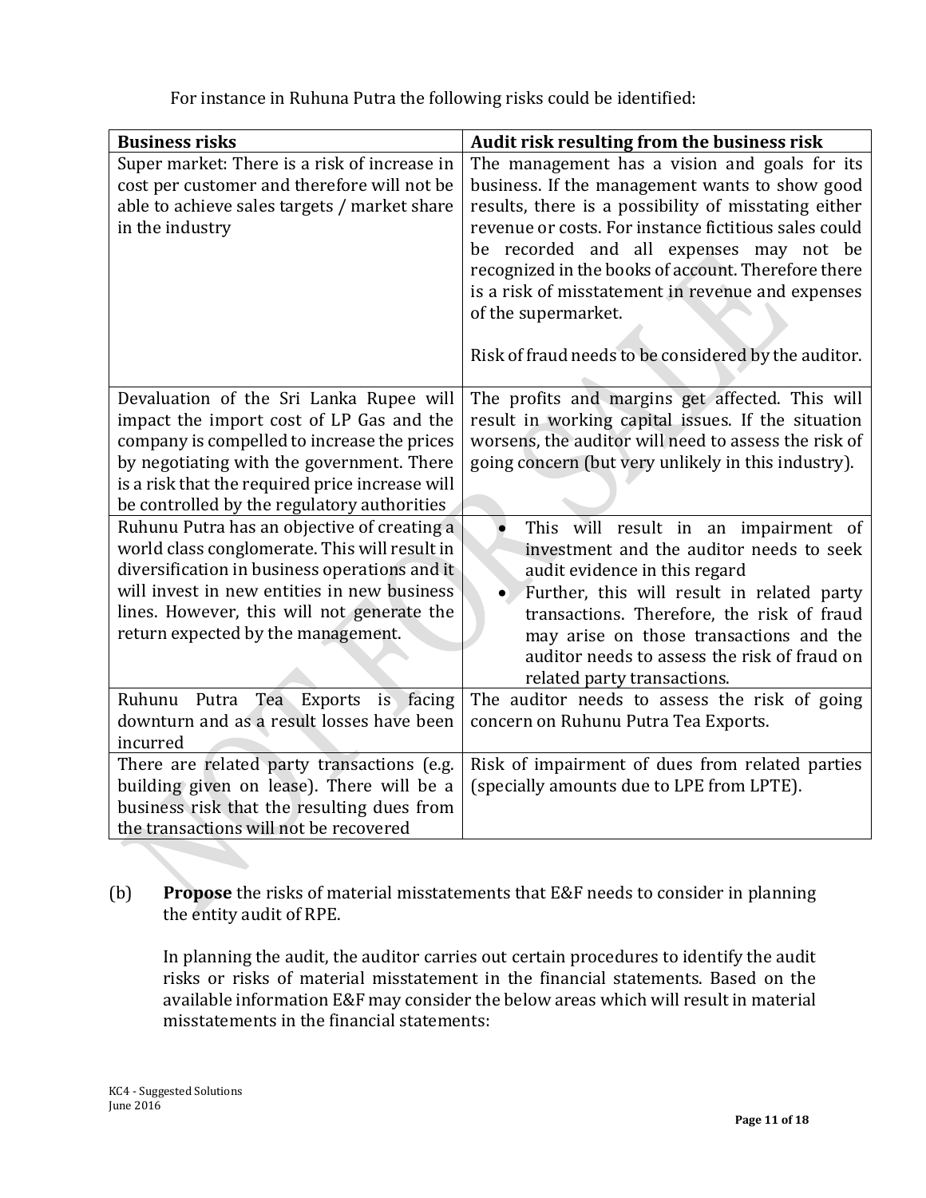For instance in Ruhuna Putra the following risks could be identified:

| **Business risks** | **Audit risk resulting from the business risk** |
|---|---|
| Super market: There is a risk of increase in cost per customer and therefore will not be able to achieve sales targets / market share in the industry | The management has a vision and goals for its business. If the management wants to show good results, there is a possibility of misstating either revenue or costs. For instance fictitious sales could be recorded and all expenses may not be recognized in the books of account. Therefore there is a risk of misstatement in revenue and expenses of the supermarket.<br><br>Risk of fraud needs to be considered by the auditor. |
| Devaluation of the Sri Lanka Rupee will impact the import cost of LP Gas and the company is compelled to increase the prices by negotiating with the government. There is a risk that the required price increase will be controlled by the regulatory authorities | The profits and margins get affected. This will result in working capital issues. If the situation worsens, the auditor will need to assess the risk of going concern (but very unlikely in this industry). |
| Ruhunu Putra has an objective of creating a world class conglomerate. This will result in diversification in business operations and it will invest in new entities in new business lines. However, this will not generate the return expected by the management. | • This will result in an impairment of investment and the auditor needs to seek audit evidence in this regard<br>• Further, this will result in related party transactions. Therefore, the risk of fraud may arise on those transactions and the auditor needs to assess the risk of fraud on related party transactions. |
| Ruhunu Putra Tea Exports is facing downturn and as a result losses have been incurred | The auditor needs to assess the risk of going concern on Ruhunu Putra Tea Exports. |
| There are related party transactions (e.g. building given on lease). There will be a business risk that the resulting dues from the transactions will not be recovered | Risk of impairment of dues from related parties (specially amounts due to LPE from LPTE). |

(b) **Propose** the risks of material misstatements that E&F needs to consider in planning the entity audit of RPE.

In planning the audit, the auditor carries out certain procedures to identify the audit risks or risks of material misstatement in the financial statements. Based on the available information E&F may consider the below areas which will result in material misstatements in the financial statements: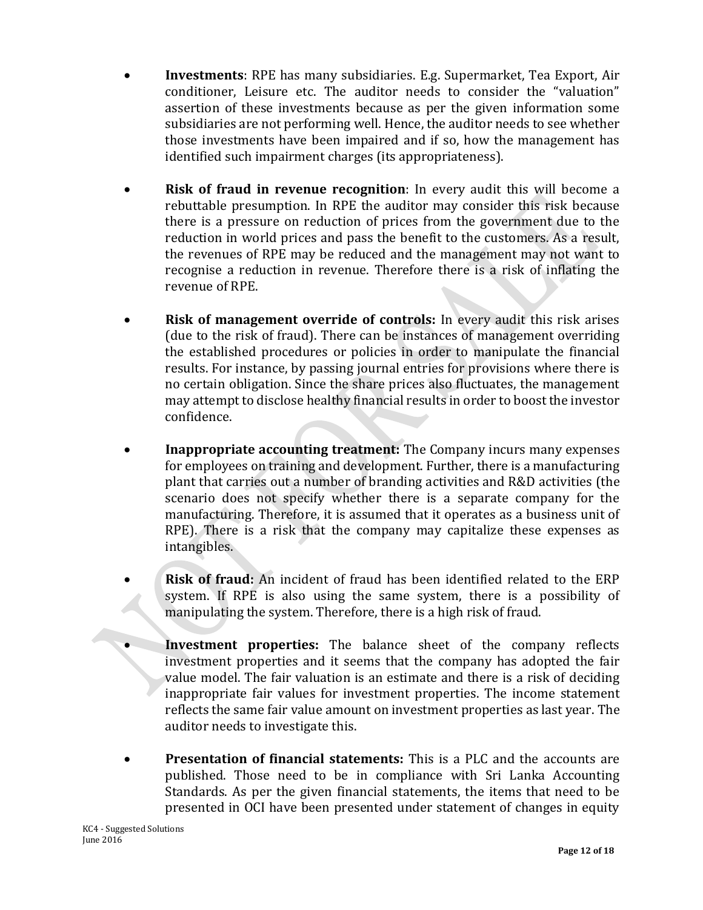- **Investments**: RPE has many subsidiaries. E.g. Supermarket, Tea Export, Air conditioner, Leisure etc. The auditor needs to consider the "valuation" assertion of these investments because as per the given information some subsidiaries are not performing well. Hence, the auditor needs to see whether those investments have been impaired and if so, how the management has identified such impairment charges (its appropriateness).

- **Risk of fraud in revenue recognition**: In every audit this will become a rebuttable presumption. In RPE the auditor may consider this risk because there is a pressure on reduction of prices from the government due to the reduction in world prices and pass the benefit to the customers. As a result, the revenues of RPE may be reduced and the management may not want to recognise a reduction in revenue. Therefore there is a risk of inflating the revenue of RPE.

- **Risk of management override of controls:** In every audit this risk arises (due to the risk of fraud). There can be instances of management overriding the established procedures or policies in order to manipulate the financial results. For instance, by passing journal entries for provisions where there is no certain obligation. Since the share prices also fluctuates, the management may attempt to disclose healthy financial results in order to boost the investor confidence.

- **Inappropriate accounting treatment:** The Company incurs many expenses for employees on training and development. Further, there is a manufacturing plant that carries out a number of branding activities and R&D activities (the scenario does not specify whether there is a separate company for the manufacturing. Therefore, it is assumed that it operates as a business unit of RPE). There is a risk that the company may capitalize these expenses as intangibles.

- **Risk of fraud:** An incident of fraud has been identified related to the ERP system. If RPE is also using the same system, there is a possibility of manipulating the system. Therefore, there is a high risk of fraud.

- **Investment properties:** The balance sheet of the company reflects investment properties and it seems that the company has adopted the fair value model. The fair valuation is an estimate and there is a risk of deciding inappropriate fair values for investment properties. The income statement reflects the same fair value amount on investment properties as last year. The auditor needs to investigate this.

- **Presentation of financial statements:** This is a PLC and the accounts are published. Those need to be in compliance with Sri Lanka Accounting Standards. As per the given financial statements, the items that need to be presented in OCI have been presented under statement of changes in equity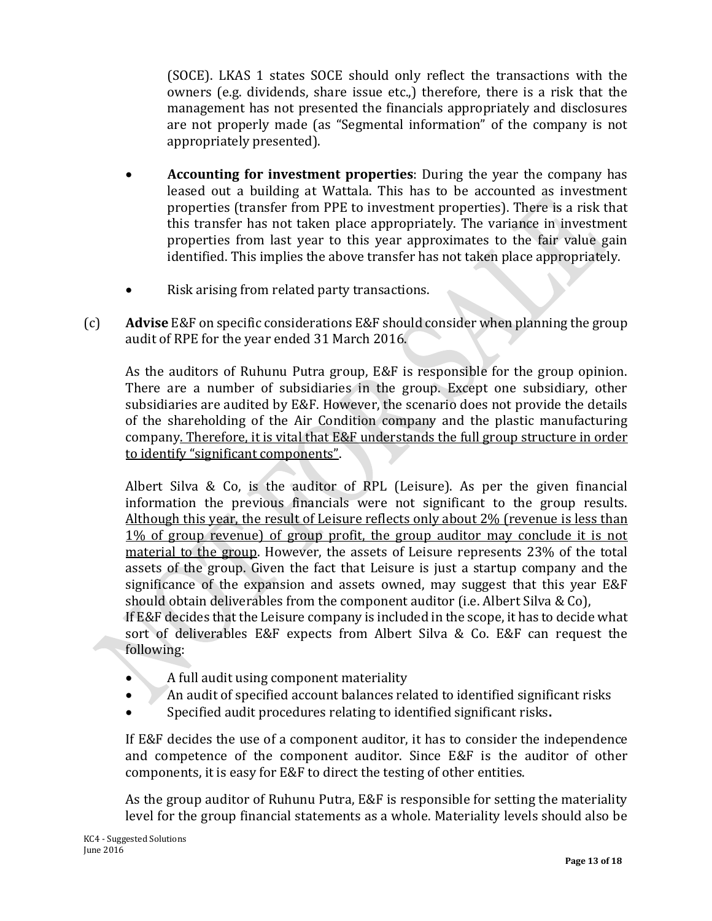(SOCE). LKAS 1 states SOCE should only reflect the transactions with the owners (e.g. dividends, share issue etc.,) therefore, there is a risk that the management has not presented the financials appropriately and disclosures are not properly made (as "Segmental information" of the company is not appropriately presented).

- **Accounting for investment properties**: During the year the company has leased out a building at Wattala. This has to be accounted as investment properties (transfer from PPE to investment properties). There is a risk that this transfer has not taken place appropriately. The variance in investment properties from last year to this year approximates to the fair value gain identified. This implies the above transfer has not taken place appropriately.

- Risk arising from related party transactions.

(c) **Advise** E&F on specific considerations E&F should consider when planning the group audit of RPE for the year ended 31 March 2016.

As the auditors of Ruhunu Putra group, E&F is responsible for the group opinion. There are a number of subsidiaries in the group. Except one subsidiary, other subsidiaries are audited by E&F. However, the scenario does not provide the details of the shareholding of the Air Condition company and the plastic manufacturing company. Therefore, it is vital that E&F understands the full group structure in order to identify "significant components".

Albert Silva & Co, is the auditor of RPL (Leisure). As per the given financial information the previous financials were not significant to the group results. Although this year, the result of Leisure reflects only about 2% (revenue is less than 1% of group revenue) of group profit, the group auditor may conclude it is not material to the group. However, the assets of Leisure represents 23% of the total assets of the group. Given the fact that Leisure is just a startup company and the significance of the expansion and assets owned, may suggest that this year E&F should obtain deliverables from the component auditor (i.e. Albert Silva & Co),
If E&F decides that the Leisure company is included in the scope, it has to decide what sort of deliverables E&F expects from Albert Silva & Co. E&F can request the following:

- A full audit using component materiality
- An audit of specified account balances related to identified significant risks
- Specified audit procedures relating to identified significant risks**.**

If E&F decides the use of a component auditor, it has to consider the independence and competence of the component auditor. Since E&F is the auditor of other components, it is easy for E&F to direct the testing of other entities.

As the group auditor of Ruhunu Putra, E&F is responsible for setting the materiality level for the group financial statements as a whole. Materiality levels should also be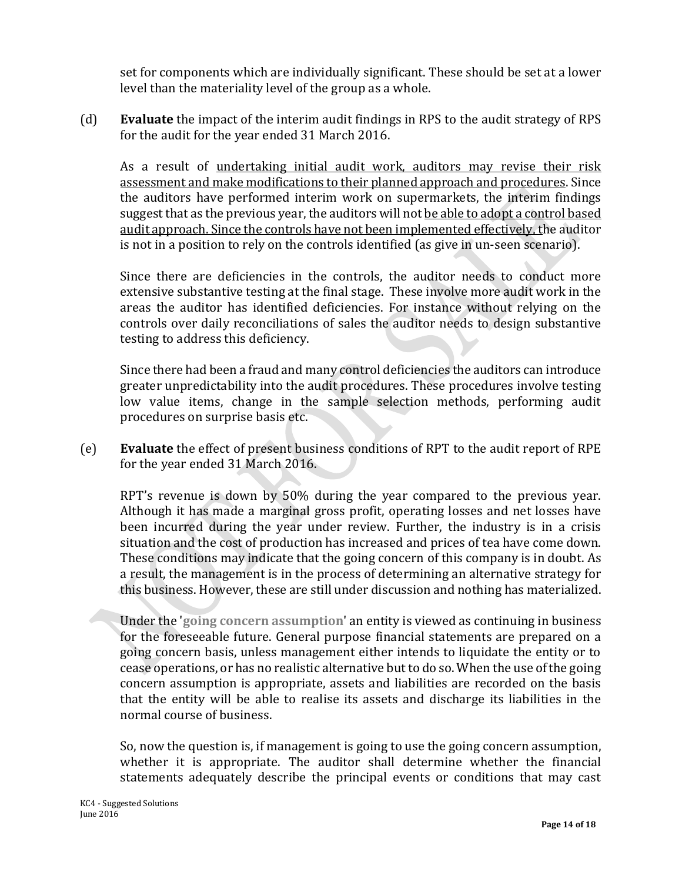set for components which are individually significant. These should be set at a lower level than the materiality level of the group as a whole.

(d) **Evaluate** the impact of the interim audit findings in RPS to the audit strategy of RPS for the audit for the year ended 31 March 2016.

As a result of <u>undertaking initial audit work, auditors may revise their risk assessment and make modifications to their planned approach and procedures</u>. Since the auditors have performed interim work on supermarkets, the interim findings suggest that as the previous year, the auditors will not <u>be able to adopt a control based audit approach. Since the controls have not been implemented effectively, t</u>he auditor is not in a position to rely on the controls identified (as give in un-seen scenario).

Since there are deficiencies in the controls, the auditor needs to conduct more extensive substantive testing at the final stage. These involve more audit work in the areas the auditor has identified deficiencies. For instance without relying on the controls over daily reconciliations of sales the auditor needs to design substantive testing to address this deficiency.

Since there had been a fraud and many control deficiencies the auditors can introduce greater unpredictability into the audit procedures. These procedures involve testing low value items, change in the sample selection methods, performing audit procedures on surprise basis etc.

(e) **Evaluate** the effect of present business conditions of RPT to the audit report of RPE for the year ended 31 March 2016.

RPT's revenue is down by 50% during the year compared to the previous year. Although it has made a marginal gross profit, operating losses and net losses have been incurred during the year under review. Further, the industry is in a crisis situation and the cost of production has increased and prices of tea have come down. These conditions may indicate that the going concern of this company is in doubt. As a result, the management is in the process of determining an alternative strategy for this business. However, these are still under discussion and nothing has materialized.

Under the '**going concern assumption**' an entity is viewed as continuing in business for the foreseeable future. General purpose financial statements are prepared on a going concern basis, unless management either intends to liquidate the entity or to cease operations, or has no realistic alternative but to do so. When the use of the going concern assumption is appropriate, assets and liabilities are recorded on the basis that the entity will be able to realise its assets and discharge its liabilities in the normal course of business.

So, now the question is, if management is going to use the going concern assumption, whether it is appropriate. The auditor shall determine whether the financial statements adequately describe the principal events or conditions that may cast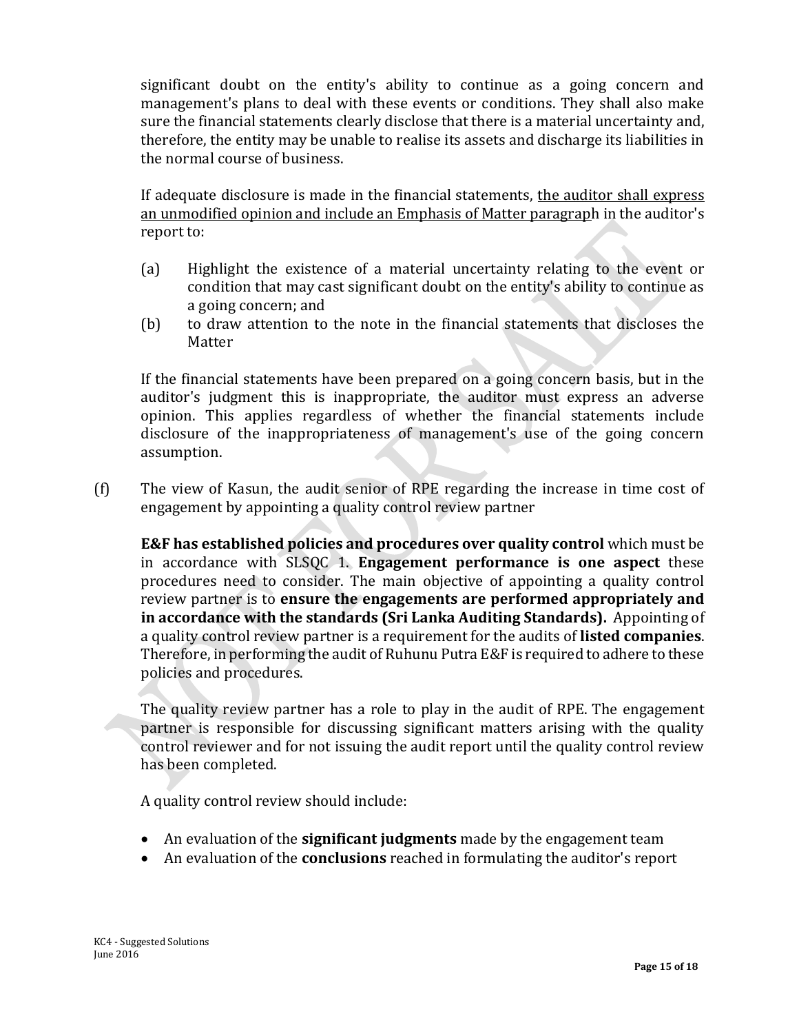significant doubt on the entity's ability to continue as a going concern and management's plans to deal with these events or conditions. They shall also make sure the financial statements clearly disclose that there is a material uncertainty and, therefore, the entity may be unable to realise its assets and discharge its liabilities in the normal course of business.

If adequate disclosure is made in the financial statements, <u>the auditor shall express an unmodified opinion and include an Emphasis of Matter paragraph</u> in the auditor's report to:

(a) Highlight the existence of a material uncertainty relating to the event or condition that may cast significant doubt on the entity's ability to continue as a going concern; and

(b) to draw attention to the note in the financial statements that discloses the Matter

If the financial statements have been prepared on a going concern basis, but in the auditor's judgment this is inappropriate, the auditor must express an adverse opinion. This applies regardless of whether the financial statements include disclosure of the inappropriateness of management's use of the going concern assumption.

(f) The view of Kasun, the audit senior of RPE regarding the increase in time cost of engagement by appointing a quality control review partner

**E&F has established policies and procedures over quality control** which must be in accordance with SLSQC 1. **Engagement performance is one aspect** these procedures need to consider. The main objective of appointing a quality control review partner is to **ensure the engagements are performed appropriately and in accordance with the standards (Sri Lanka Auditing Standards).** Appointing of a quality control review partner is a requirement for the audits of **listed companies**. Therefore, in performing the audit of Ruhunu Putra E&F is required to adhere to these policies and procedures.

The quality review partner has a role to play in the audit of RPE. The engagement partner is responsible for discussing significant matters arising with the quality control reviewer and for not issuing the audit report until the quality control review has been completed.

A quality control review should include:

- An evaluation of the **significant judgments** made by the engagement team
- An evaluation of the **conclusions** reached in formulating the auditor's report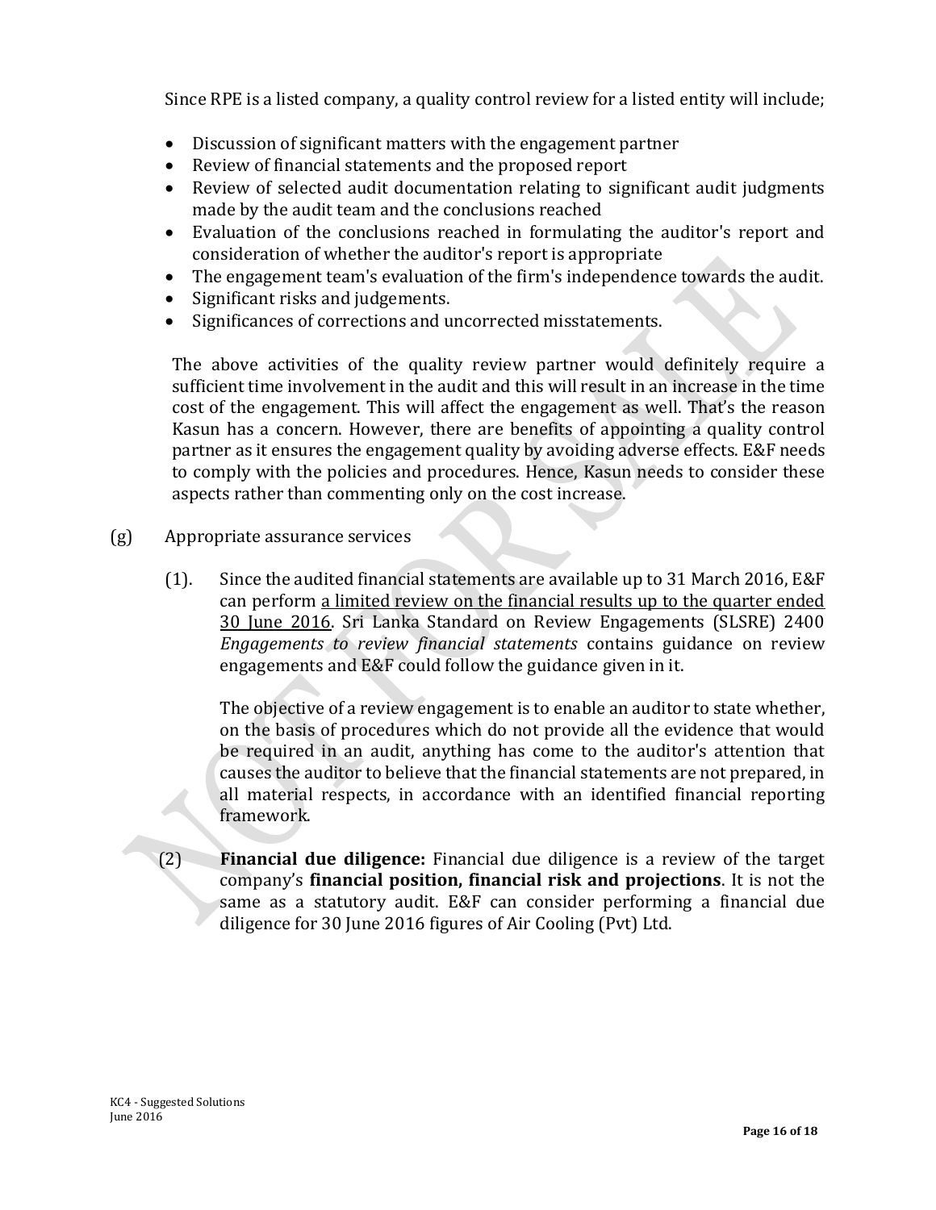Since RPE is a listed company, a quality control review for a listed entity will include;

- Discussion of significant matters with the engagement partner
- Review of financial statements and the proposed report
- Review of selected audit documentation relating to significant audit judgments made by the audit team and the conclusions reached
- Evaluation of the conclusions reached in formulating the auditor's report and consideration of whether the auditor's report is appropriate
- The engagement team's evaluation of the firm's independence towards the audit.
- Significant risks and judgements.
- Significances of corrections and uncorrected misstatements.

The above activities of the quality review partner would definitely require a sufficient time involvement in the audit and this will result in an increase in the time cost of the engagement. This will affect the engagement as well. That's the reason Kasun has a concern. However, there are benefits of appointing a quality control partner as it ensures the engagement quality by avoiding adverse effects. E&F needs to comply with the policies and procedures. Hence, Kasun needs to consider these aspects rather than commenting only on the cost increase.

(g) Appropriate assurance services

(1). Since the audited financial statements are available up to 31 March 2016, E&F can perform <u>a limited review on the financial results up to the quarter ended 30 June 2016</u>. Sri Lanka Standard on Review Engagements (SLSRE) 2400 *Engagements to review financial statements* contains guidance on review engagements and E&F could follow the guidance given in it.

The objective of a review engagement is to enable an auditor to state whether, on the basis of procedures which do not provide all the evidence that would be required in an audit, anything has come to the auditor's attention that causes the auditor to believe that the financial statements are not prepared, in all material respects, in accordance with an identified financial reporting framework.

(2) **Financial due diligence:** Financial due diligence is a review of the target company's **financial position, financial risk and projections**. It is not the same as a statutory audit. E&F can consider performing a financial due diligence for 30 June 2016 figures of Air Cooling (Pvt) Ltd.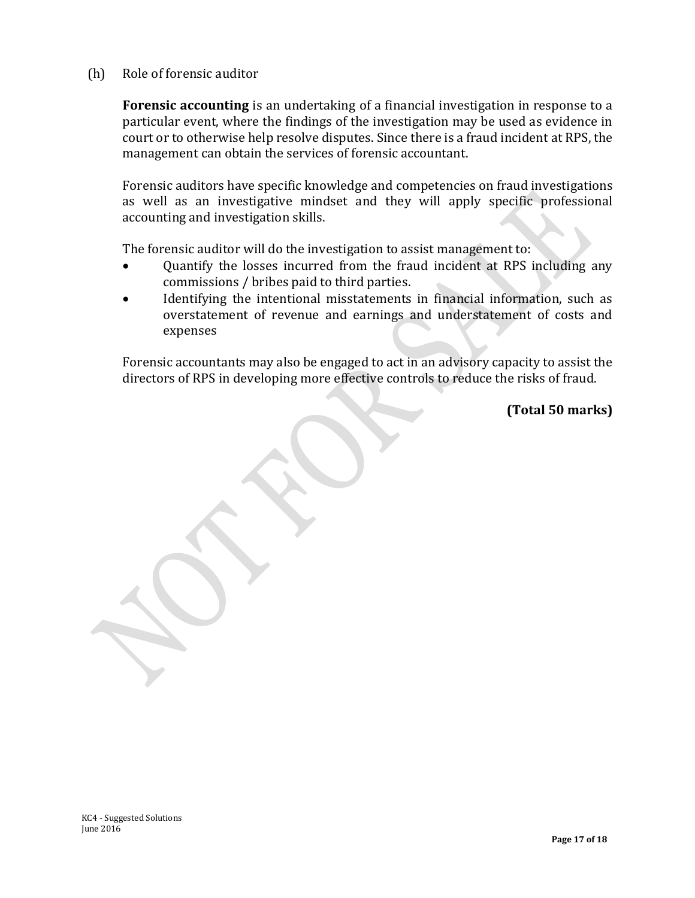(h) Role of forensic auditor

**Forensic accounting** is an undertaking of a financial investigation in response to a particular event, where the findings of the investigation may be used as evidence in court or to otherwise help resolve disputes. Since there is a fraud incident at RPS, the management can obtain the services of forensic accountant.

Forensic auditors have specific knowledge and competencies on fraud investigations as well as an investigative mindset and they will apply specific professional accounting and investigation skills.

The forensic auditor will do the investigation to assist management to:

- Quantify the losses incurred from the fraud incident at RPS including any commissions / bribes paid to third parties.
- Identifying the intentional misstatements in financial information, such as overstatement of revenue and earnings and understatement of costs and expenses

Forensic accountants may also be engaged to act in an advisory capacity to assist the directors of RPS in developing more effective controls to reduce the risks of fraud.

**(Total 50 marks)**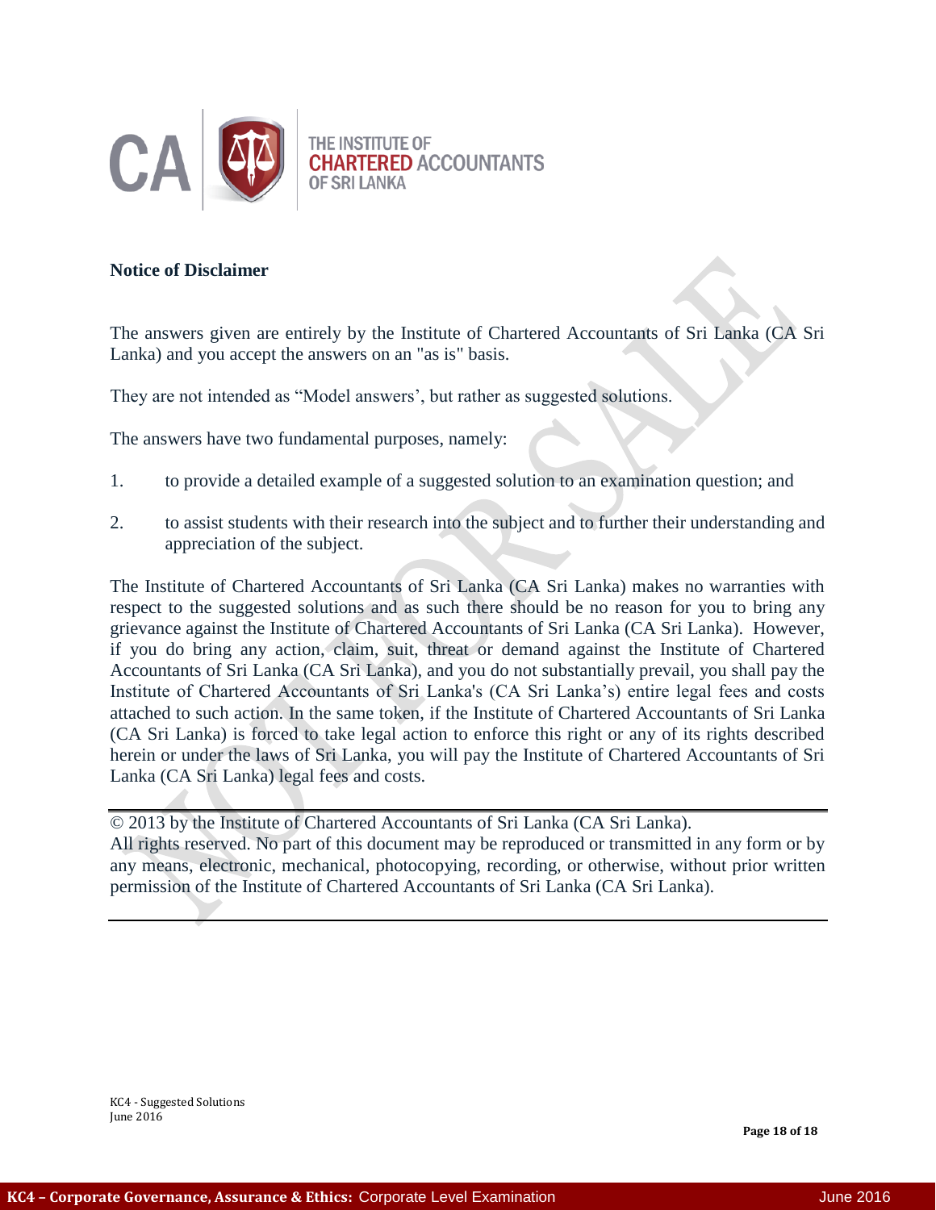THE INSTITUTE OF CHARTERED ACCOUNTANTS OF SRI LANKA

**Notice of Disclaimer**

The answers given are entirely by the Institute of Chartered Accountants of Sri Lanka (CA Sri Lanka) and you accept the answers on an "as is" basis.

They are not intended as "Model answers', but rather as suggested solutions.

The answers have two fundamental purposes, namely:

1. to provide a detailed example of a suggested solution to an examination question; and
2. to assist students with their research into the subject and to further their understanding and appreciation of the subject.

The Institute of Chartered Accountants of Sri Lanka (CA Sri Lanka) makes no warranties with respect to the suggested solutions and as such there should be no reason for you to bring any grievance against the Institute of Chartered Accountants of Sri Lanka (CA Sri Lanka). However, if you do bring any action, claim, suit, threat or demand against the Institute of Chartered Accountants of Sri Lanka (CA Sri Lanka), and you do not substantially prevail, you shall pay the Institute of Chartered Accountants of Sri Lanka's (CA Sri Lanka's) entire legal fees and costs attached to such action. In the same token, if the Institute of Chartered Accountants of Sri Lanka (CA Sri Lanka) is forced to take legal action to enforce this right or any of its rights described herein or under the laws of Sri Lanka, you will pay the Institute of Chartered Accountants of Sri Lanka (CA Sri Lanka) legal fees and costs.

---

© 2013 by the Institute of Chartered Accountants of Sri Lanka (CA Sri Lanka).
All rights reserved. No part of this document may be reproduced or transmitted in any form or by any means, electronic, mechanical, photocopying, recording, or otherwise, without prior written permission of the Institute of Chartered Accountants of Sri Lanka (CA Sri Lanka).

---